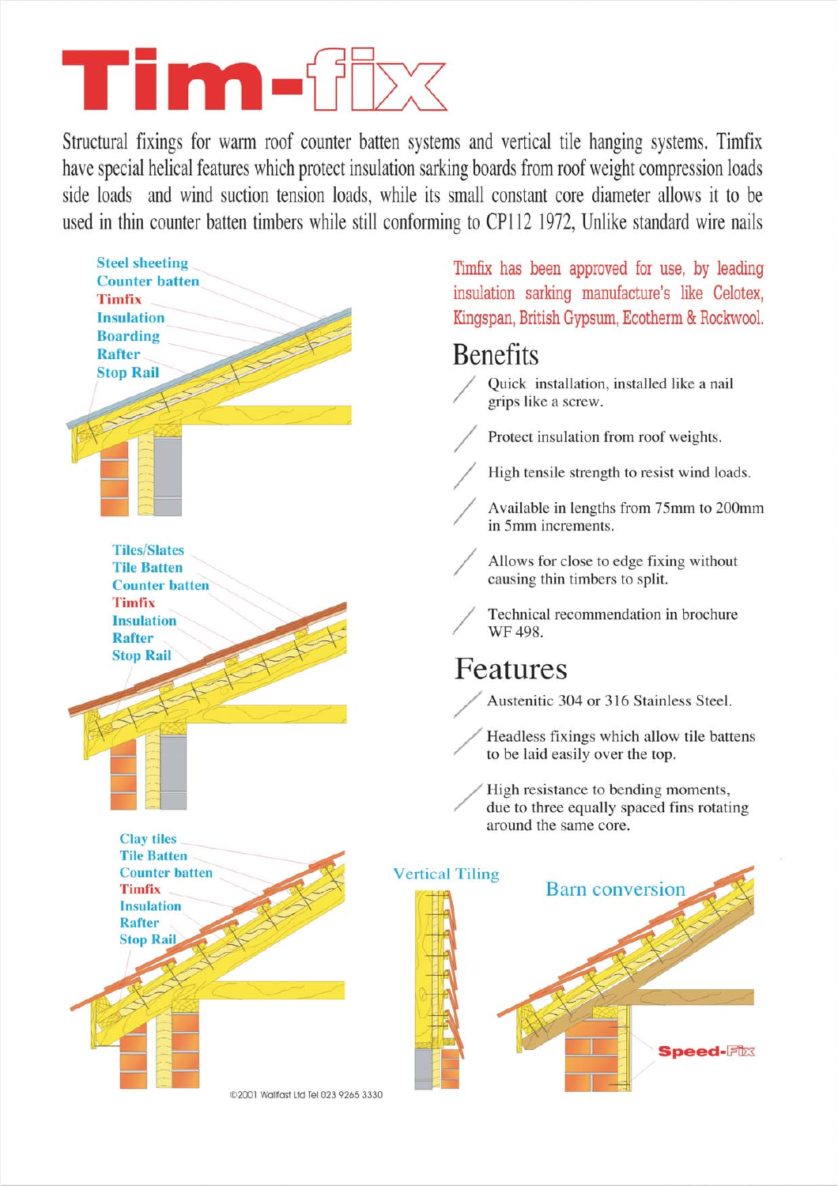# Tim-fix

Structural fixings for warm roof counter batten systems and vertical tile hanging systems. Timfix have special helical features which protect insulation sarking boards from roof weight compression loads side loads and wind suction tension loads, while its small constant core diameter allows it to be used in thin counter batten timbers while still conforming to CP112 1972, Unlike standard wire nails

Steel sheeting
Counter batten
Timfix
Insulation
Boarding
Rafter
Stop Rail

Tiles/Slates
Tile Batten
Counter batten
Timfix
Insulation
Rafter
Stop Rail

Clay tiles
Tile Batten
Counter batten
Timfix
Insulation
Rafter
Stop Rail

Timfix has been approved for use, by leading insulation sarking manufacture's like Celotex, Kingspan, British Gypsum, Ecotherm & Rockwool.

## Benefits

- Quick installation, installed like a nail grips like a screw.
- Protect insulation from roof weights.
- High tensile strength to resist wind loads.
- Available in lengths from 75mm to 200mm in 5mm increments.
- Allows for close to edge fixing without causing thin timbers to split.
- Technical recommendation in brochure WF 498.

## Features

- Austenitic 304 or 316 Stainless Steel.
- Headless fixings which allow tile battens to be laid easily over the top.
- High resistance to bending moments, due to three equally spaced fins rotating around the same core.

Vertical Tiling

Barn conversion

Speed-Fix

©2001 Wallfast Ltd Tel 023 9265 3330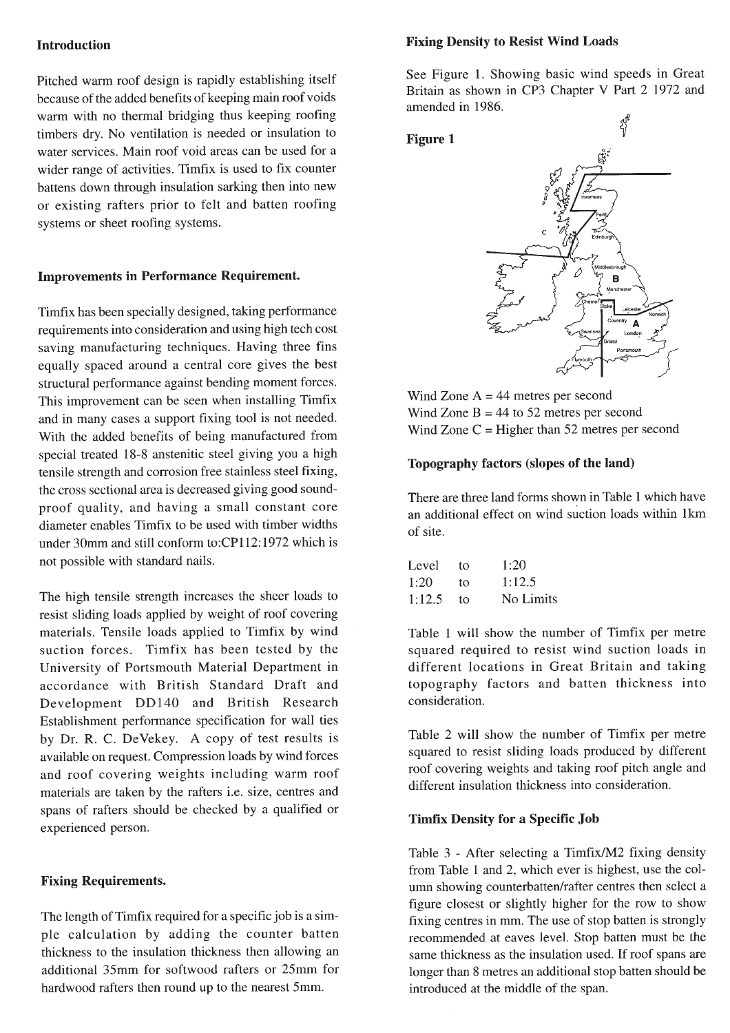## Introduction

Pitched warm roof design is rapidly establishing itself because of the added benefits of keeping main roof voids warm with no thermal bridging thus keeping roofing timbers dry. No ventilation is needed or insulation to water services. Main roof void areas can be used for a wider range of activities. Timfix is used to fix counter battens down through insulation sarking then into new or existing rafters prior to felt and batten roofing systems or sheet roofing systems.

## Improvements in Performance Requirement.

Timfix has been specially designed, taking performance requirements into consideration and using high tech cost saving manufacturing techniques. Having three fins equally spaced around a central core gives the best structural performance against bending moment forces. This improvement can be seen when installing Timfix and in many cases a support fixing tool is not needed. With the added benefits of being manufactured from special treated 18-8 anstenitic steel giving you a high tensile strength and corrosion free stainless steel fixing, the cross sectional area is decreased giving good sound-proof quality, and having a small constant core diameter enables Timfix to be used with timber widths under 30mm and still conform to:CP112:1972 which is not possible with standard nails.

The high tensile strength increases the sheer loads to resist sliding loads applied by weight of roof covering materials. Tensile loads applied to Timfix by wind suction forces. Timfix has been tested by the University of Portsmouth Material Department in accordance with British Standard Draft and Development DD140 and British Research Establishment performance specification for wall ties by Dr. R. C. DeVekey. A copy of test results is available on request. Compression loads by wind forces and roof covering weights including warm roof materials are taken by the rafters i.e. size, centres and spans of rafters should be checked by a qualified or experienced person.

## Fixing Requirements.

The length of Timfix required for a specific job is a simple calculation by adding the counter batten thickness to the insulation thickness then allowing an additional 35mm for softwood rafters or 25mm for hardwood rafters then round up to the nearest 5mm.

## Fixing Density to Resist Wind Loads

See Figure 1. Showing basic wind speeds in Great Britain as shown in CP3 Chapter V Part 2 1972 and amended in 1986.

**Figure 1**

Wind Zone A = 44 metres per second
Wind Zone B = 44 to 52 metres per second
Wind Zone C = Higher than 52 metres per second

## Topography factors (slopes of the land)

There are three land forms shown in Table 1 which have an additional effect on wind suction loads within 1km of site.

| | | |
|---|---|---|
| Level | to | 1:20 |
| 1:20 | to | 1:12.5 |
| 1:12.5 | to | No Limits |

Table 1 will show the number of Timfix per metre squared required to resist wind suction loads in different locations in Great Britain and taking topography factors and batten thickness into consideration.

Table 2 will show the number of Timfix per metre squared to resist sliding loads produced by different roof covering weights and taking roof pitch angle and different insulation thickness into consideration.

## Timfix Density for a Specific Job

Table 3 - After selecting a Timfix/M2 fixing density from Table 1 and 2, which ever is highest, use the column showing counterbatten/rafter centres then select a figure closest or slightly higher for the row to show fixing centres in mm. The use of stop batten is strongly recommended at eaves level. Stop batten must be the same thickness as the insulation used. If roof spans are longer than 8 metres an additional stop batten should be introduced at the middle of the span.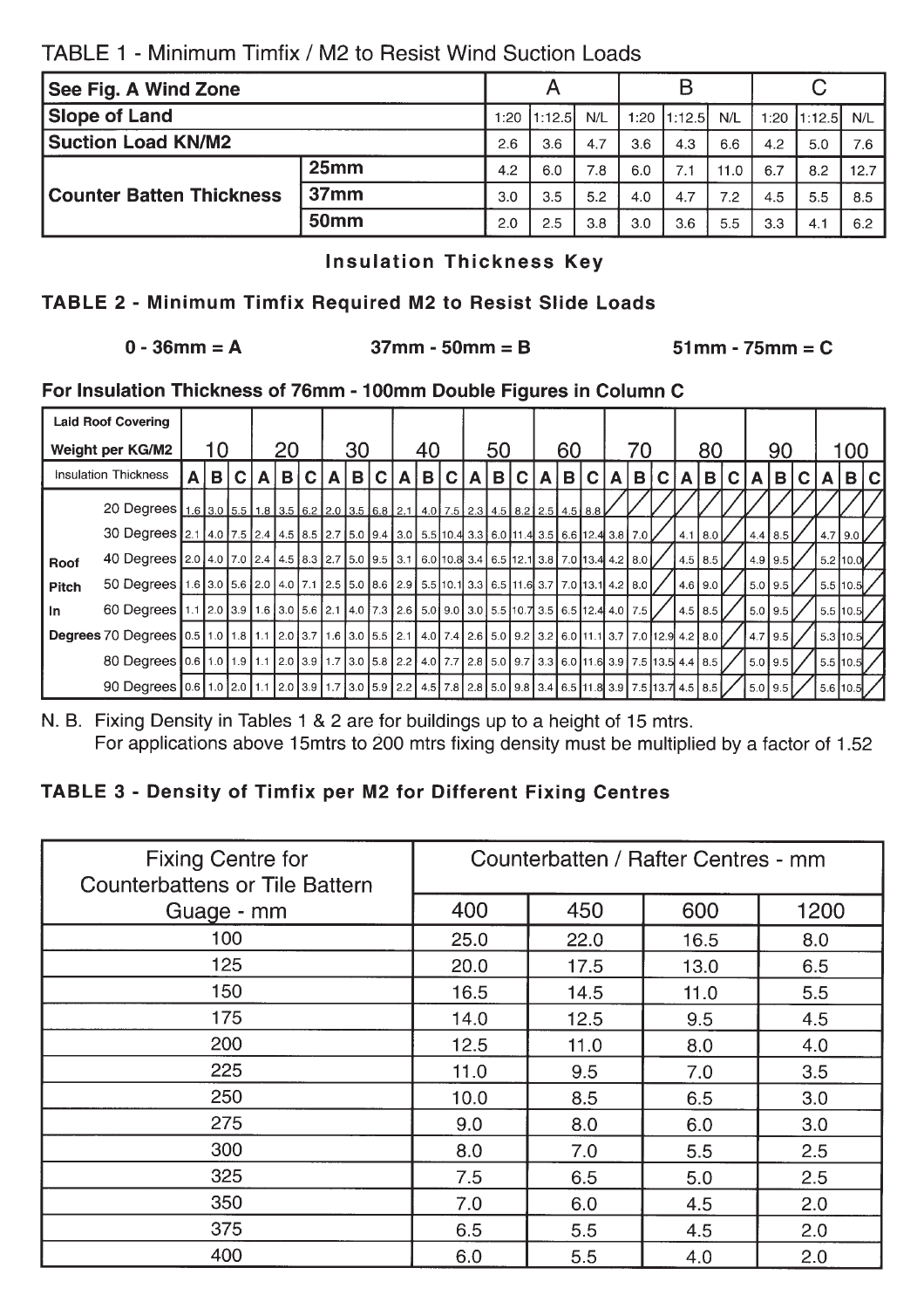## TABLE 1 - Minimum Timfix / M2 to Resist Wind Suction Loads

| See Fig. A Wind Zone | | A | | | B | | | C | | |
|---|---|---|---|---|---|---|---|---|---|---|
| Slope of Land | | 1:20 | 1:12.5 | N/L | 1:20 | 1:12.5 | N/L | 1:20 | 1:12.5 | N/L |
| Suction Load KN/M2 | | 2.6 | 3.6 | 4.7 | 3.6 | 4.3 | 6.6 | 4.2 | 5.0 | 7.6 |
| Counter Batten Thickness | 25mm | 4.2 | 6.0 | 7.8 | 6.0 | 7.1 | 11.0 | 6.7 | 8.2 | 12.7 |
| | 37mm | 3.0 | 3.5 | 5.2 | 4.0 | 4.7 | 7.2 | 4.5 | 5.5 | 8.5 |
| | 50mm | 2.0 | 2.5 | 3.8 | 3.0 | 3.6 | 5.5 | 3.3 | 4.1 | 6.2 |

**Insulation Thickness Key**

## TABLE 2 - Minimum Timfix Required M2 to Resist Slide Loads

**0 - 36mm = A** **37mm - 50mm = B** **51mm - 75mm = C**

**For Insulation Thickness of 76mm - 100mm Double Figures in Column C**

| Laid Roof Covering Weight per KG/M2 | | 10 | | | 20 | | | 30 | | | 40 | | | 50 | | | 60 | | | 70 | | | 80 | | | 90 | | | 100 | | |
|---|---|---|---|---|---|---|---|---|---|---|---|---|---|---|---|---|---|---|---|---|---|---|---|---|---|---|---|---|---|---|---|
| Insulation Thickness | | A | B | C | A | B | C | A | B | C | A | B | C | A | B | C | A | B | C | A | B | C | A | B | C | A | B | C | A | B | C |
| Roof Pitch In Degrees | 20 Degrees | 1.6 | 3.0 | 5.5 | 1.8 | 3.5 | 6.2 | 2.0 | 3.5 | 6.8 | 2.1 | 4.0 | 7.5 | 2.3 | 4.5 | 8.2 | 2.5 | 4.5 | 8.8 | / | / | / | / | / | / | / | / | / | / | / | / |
| | 30 Degrees | 2.1 | 4.0 | 7.5 | 2.4 | 4.5 | 8.5 | 2.7 | 5.0 | 9.4 | 3.0 | 5.5 | 10.4 | 3.3 | 6.0 | 11.4 | 3.5 | 6.6 | 12.4 | 3.8 | 7.0 | / | 4.1 | 8.0 | / | 4.4 | 8.5 | / | 4.7 | 9.0 | / |
| | 40 Degrees | 2.0 | 4.0 | 7.0 | 2.4 | 4.5 | 8.3 | 2.7 | 5.0 | 9.5 | 3.1 | 6.0 | 10.8 | 3.4 | 6.5 | 12.1 | 3.8 | 7.0 | 13.4 | 4.2 | 8.0 | / | 4.5 | 8.5 | / | 4.9 | 9.5 | / | 5.2 | 10.0 | / |
| | 50 Degrees | 1.6 | 3.0 | 5.6 | 2.0 | 4.0 | 7.1 | 2.5 | 5.0 | 8.6 | 2.9 | 5.5 | 10.1 | 3.3 | 6.5 | 11.6 | 3.7 | 7.0 | 13.1 | 4.2 | 8.0 | / | 4.6 | 9.0 | / | 5.0 | 9.5 | / | 5.5 | 10.5 | / |
| | 60 Degrees | 1.1 | 2.0 | 3.9 | 1.6 | 3.0 | 5.6 | 2.1 | 4.0 | 7.3 | 2.6 | 5.0 | 9.0 | 3.0 | 5.5 | 10.7 | 3.5 | 6.5 | 12.4 | 4.0 | 7.5 | / | 4.5 | 8.5 | / | 5.0 | 9.5 | / | 5.5 | 10.5 | / |
| | 70 Degrees | 0.5 | 1.0 | 1.8 | 1.1 | 2.0 | 3.7 | 1.6 | 3.0 | 5.5 | 2.1 | 4.0 | 7.4 | 2.6 | 5.0 | 9.2 | 3.2 | 6.0 | 11.1 | 3.7 | 7.0 | 12.9 | 4.2 | 8.0 | / | 4.7 | 9.5 | / | 5.3 | 10.5 | / |
| | 80 Degrees | 0.6 | 1.0 | 1.9 | 1.1 | 2.0 | 3.9 | 1.7 | 3.0 | 5.8 | 2.2 | 4.0 | 7.7 | 2.8 | 5.0 | 9.7 | 3.3 | 6.0 | 11.6 | 3.9 | 7.5 | 13.5 | 4.4 | 8.5 | / | 5.0 | 9.5 | / | 5.5 | 10.5 | / |
| | 90 Degrees | 0.6 | 1.0 | 2.0 | 1.1 | 2.0 | 3.9 | 1.7 | 3.0 | 5.9 | 2.2 | 4.5 | 7.8 | 2.8 | 5.0 | 9.8 | 3.4 | 6.5 | 11.8 | 3.9 | 7.5 | 13.7 | 4.5 | 8.5 | / | 5.0 | 9.5 | / | 5.6 | 10.5 | / |

N. B. Fixing Density in Tables 1 & 2 are for buildings up to a height of 15 mtrs.
For applications above 15mtrs to 200 mtrs fixing density must be multiplied by a factor of 1.52

## TABLE 3 - Density of Timfix per M2 for Different Fixing Centres

| Fixing Centre for Counterbattens or Tile Battern Guage - mm | Counterbatten / Rafter Centres - mm | | | |
|---|---|---|---|---|
| | 400 | 450 | 600 | 1200 |
| 100 | 25.0 | 22.0 | 16.5 | 8.0 |
| 125 | 20.0 | 17.5 | 13.0 | 6.5 |
| 150 | 16.5 | 14.5 | 11.0 | 5.5 |
| 175 | 14.0 | 12.5 | 9.5 | 4.5 |
| 200 | 12.5 | 11.0 | 8.0 | 4.0 |
| 225 | 11.0 | 9.5 | 7.0 | 3.5 |
| 250 | 10.0 | 8.5 | 6.5 | 3.0 |
| 275 | 9.0 | 8.0 | 6.0 | 3.0 |
| 300 | 8.0 | 7.0 | 5.5 | 2.5 |
| 325 | 7.5 | 6.5 | 5.0 | 2.5 |
| 350 | 7.0 | 6.0 | 4.5 | 2.0 |
| 375 | 6.5 | 5.5 | 4.5 | 2.0 |
| 400 | 6.0 | 5.5 | 4.0 | 2.0 |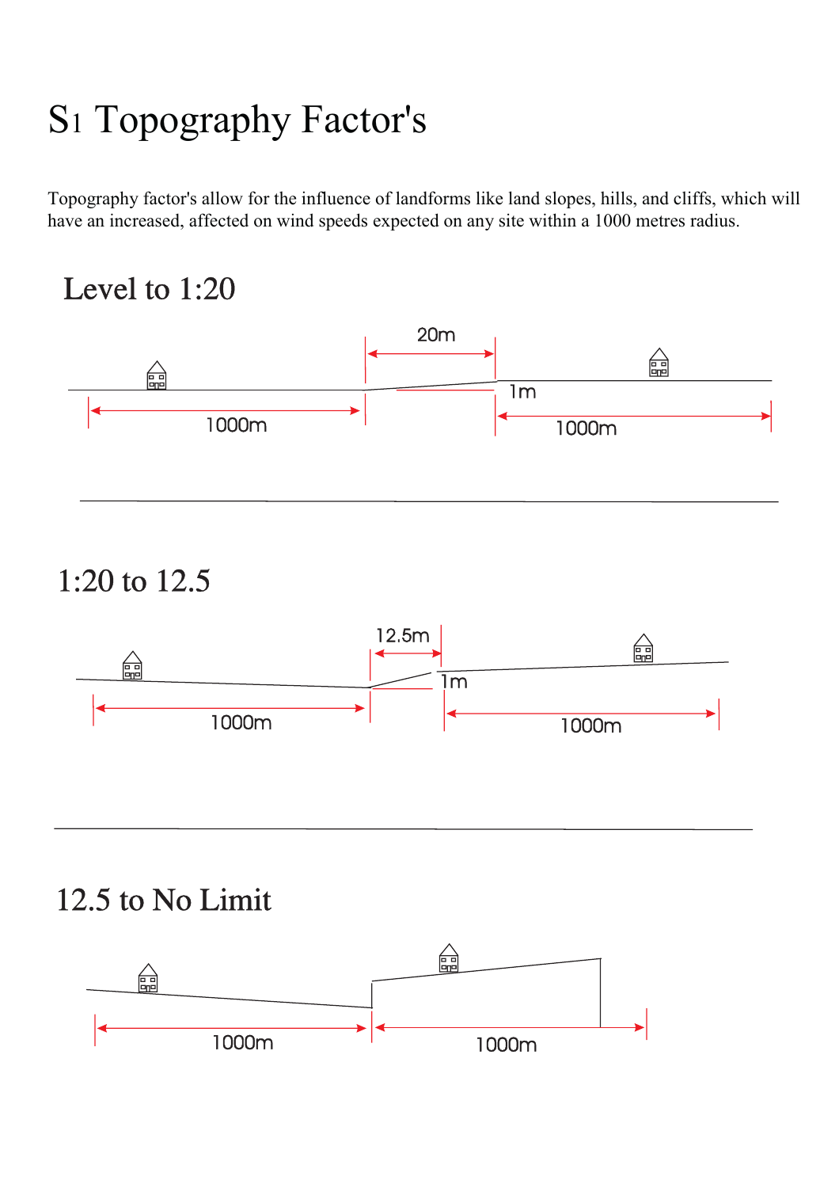# S1 Topography Factor's

Topography factor's allow for the influence of landforms like land slopes, hills, and cliffs, which will have an increased, affected on wind speeds expected on any site within a 1000 metres radius.

## Level to 1:20

20m

1m

1000m

1000m

## 1:20 to 12.5

12.5m

1m

1000m

1000m

## 12.5 to No Limit

1000m

1000m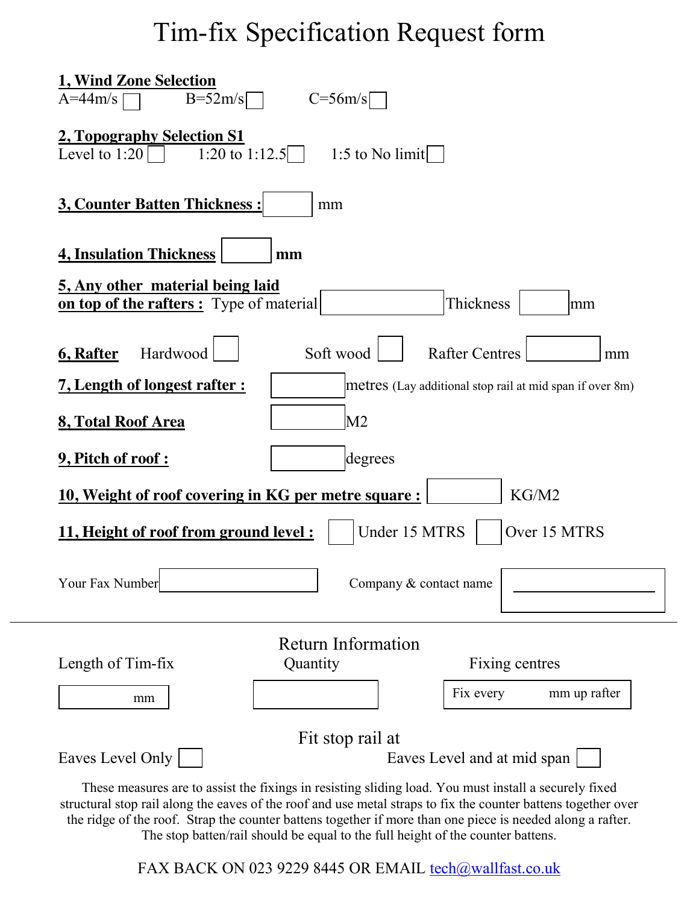# Tim-fix Specification Request form

**1, Wind Zone Selection**

A=44m/s ☐ B=52m/s ☐ C=56m/s ☐

**2, Topography Selection S1**

Level to 1:20 ☐ 1:20 to 1:12.5 ☐ 1:5 to No limit ☐

**3, Counter Batten Thickness :** ______ mm

**4, Insulation Thickness** ______ **mm**

**5, Any other material being laid on top of the rafters :** Type of material ______ Thickness ______ mm

**6, Rafter** Hardwood ☐ Soft wood ☐ Rafter Centres ______ mm

**7, Length of longest rafter :** ______ metres (Lay additional stop rail at mid span if over 8m)

**8, Total Roof Area** ______ M2

**9, Pitch of roof :** ______ degrees

**10, Weight of roof covering in KG per metre square :** ______ KG/M2

**11, Height of roof from ground level :** ☐ Under 15 MTRS ☐ Over 15 MTRS

Your Fax Number ______ Company & contact name ______

---

## Return Information

| Length of Tim-fix | Quantity | Fixing centres |
|---|---|---|
| mm | | Fix every mm up rafter |

### Fit stop rail at

Eaves Level Only ☐ Eaves Level and at mid span ☐

These measures are to assist the fixings in resisting sliding load. You must install a securely fixed structural stop rail along the eaves of the roof and use metal straps to fix the counter battens together over the ridge of the roof. Strap the counter battens together if more than one piece is needed along a rafter. The stop batten/rail should be equal to the full height of the counter battens.

FAX BACK ON 023 9229 8445 OR EMAIL tech@wallfast.co.uk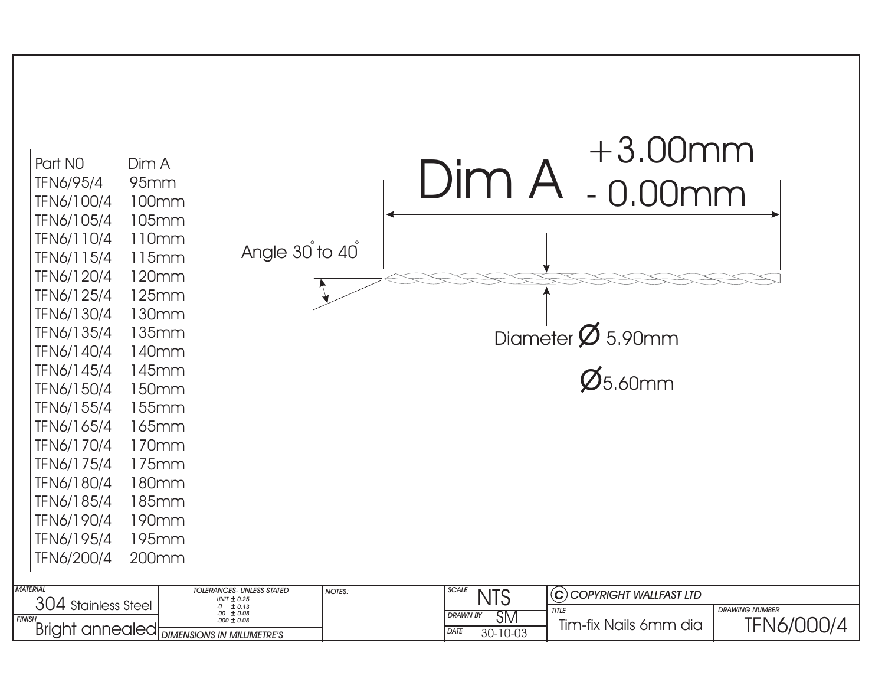| Part N0 | Dim A |
|---|---|
| TFN6/95/4 | 95mm |
| TFN6/100/4 | 100mm |
| TFN6/105/4 | 105mm |
| TFN6/110/4 | 110mm |
| TFN6/115/4 | 115mm |
| TFN6/120/4 | 120mm |
| TFN6/125/4 | 125mm |
| TFN6/130/4 | 130mm |
| TFN6/135/4 | 135mm |
| TFN6/140/4 | 140mm |
| TFN6/145/4 | 145mm |
| TFN6/150/4 | 150mm |
| TFN6/155/4 | 155mm |
| TFN6/165/4 | 165mm |
| TFN6/170/4 | 170mm |
| TFN6/175/4 | 175mm |
| TFN6/180/4 | 180mm |
| TFN6/185/4 | 185mm |
| TFN6/190/4 | 190mm |
| TFN6/195/4 | 195mm |
| TFN6/200/4 | 200mm |

Dim A +3.00mm - 0.00mm

Angle 30° to 40°

Diameter Ø 5.90mm

Ø5.60mm

| | | | | | |
|---|---|---|---|---|---|
| MATERIAL 304 Stainless Steel | TOLERANCES- UNLESS STATED UNIT ± 0.25 .0 ± 0.13 .00 ± 0.08 .000 ± 0.08 | NOTES: | SCALE NTS | © COPYRIGHT WALLFAST LTD | |
| FINISH Bright annealed | DIMENSIONS IN MILLIMETRE'S | | DRAWN BY SM / DATE 30-10-03 | TITLE Tim-fix Nails 6mm dia | DRAWING NUMBER TFN6/000/4 |